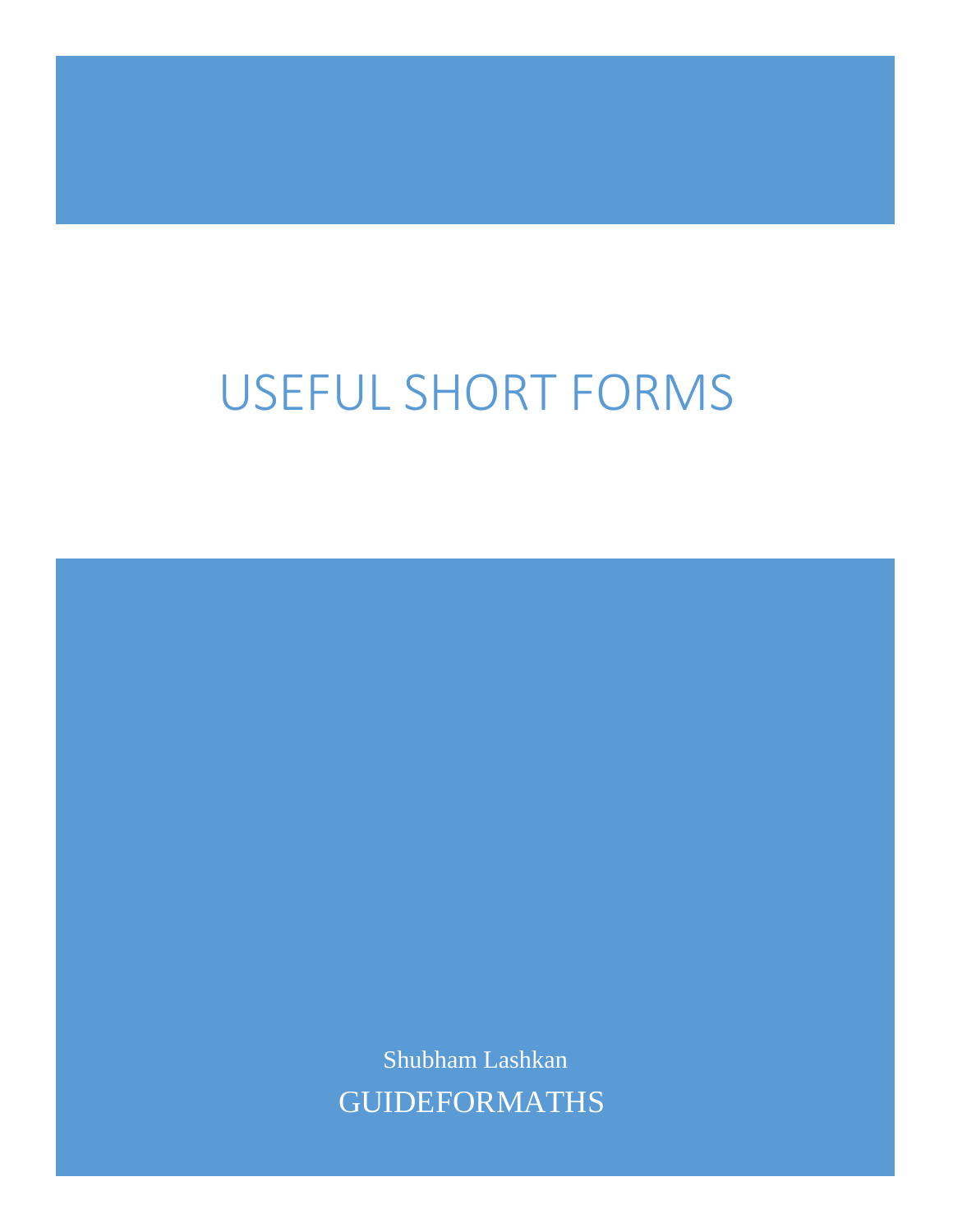# USEFUL SHORT FORMS

Shubham Lashkan

GUIDEFORMATHS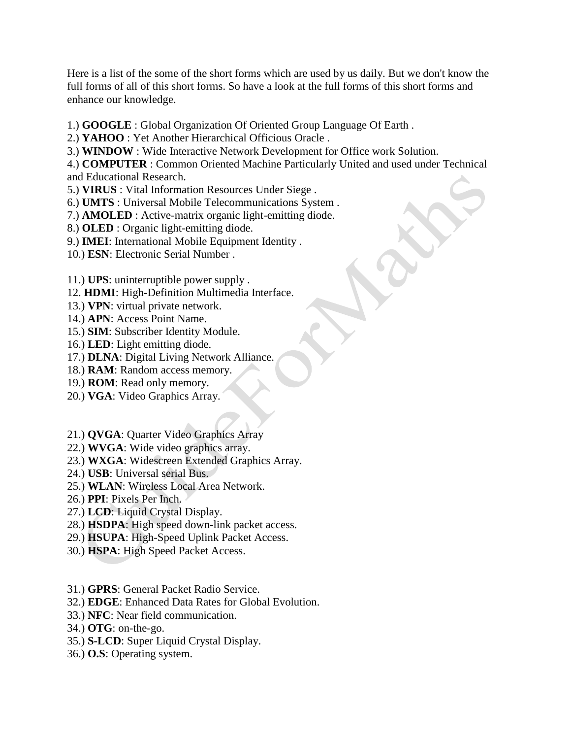Here is a list of the some of the short forms which are used by us daily. But we don't know the full forms of all of this short forms. So have a look at the full forms of this short forms and enhance our knowledge.

1.) **GOOGLE** : Global Organization Of Oriented Group Language Of Earth .
2.) **YAHOO** : Yet Another Hierarchical Officious Oracle .
3.) **WINDOW** : Wide Interactive Network Development for Office work Solution.
4.) **COMPUTER** : Common Oriented Machine Particularly United and used under Technical and Educational Research.
5.) **VIRUS** : Vital Information Resources Under Siege .
6.) **UMTS** : Universal Mobile Telecommunications System .
7.) **AMOLED** : Active-matrix organic light-emitting diode.
8.) **OLED** : Organic light-emitting diode.
9.) **IMEI**: International Mobile Equipment Identity .
10.) **ESN**: Electronic Serial Number .

11.) **UPS**: uninterruptible power supply .
12. **HDMI**: High-Definition Multimedia Interface.
13.) **VPN**: virtual private network.
14.) **APN**: Access Point Name.
15.) **SIM**: Subscriber Identity Module.
16.) **LED**: Light emitting diode.
17.) **DLNA**: Digital Living Network Alliance.
18.) **RAM**: Random access memory.
19.) **ROM**: Read only memory.
20.) **VGA**: Video Graphics Array.

21.) **QVGA**: Quarter Video Graphics Array
22.) **WVGA**: Wide video graphics array.
23.) **WXGA**: Widescreen Extended Graphics Array.
24.) **USB**: Universal serial Bus.
25.) **WLAN**: Wireless Local Area Network.
26.) **PPI**: Pixels Per Inch.
27.) **LCD**: Liquid Crystal Display.
28.) **HSDPA**: High speed down-link packet access.
29.) **HSUPA**: High-Speed Uplink Packet Access.
30.) **HSPA**: High Speed Packet Access.

31.) **GPRS**: General Packet Radio Service.
32.) **EDGE**: Enhanced Data Rates for Global Evolution.
33.) **NFC**: Near field communication.
34.) **OTG**: on-the-go.
35.) **S-LCD**: Super Liquid Crystal Display.
36.) **O.S**: Operating system.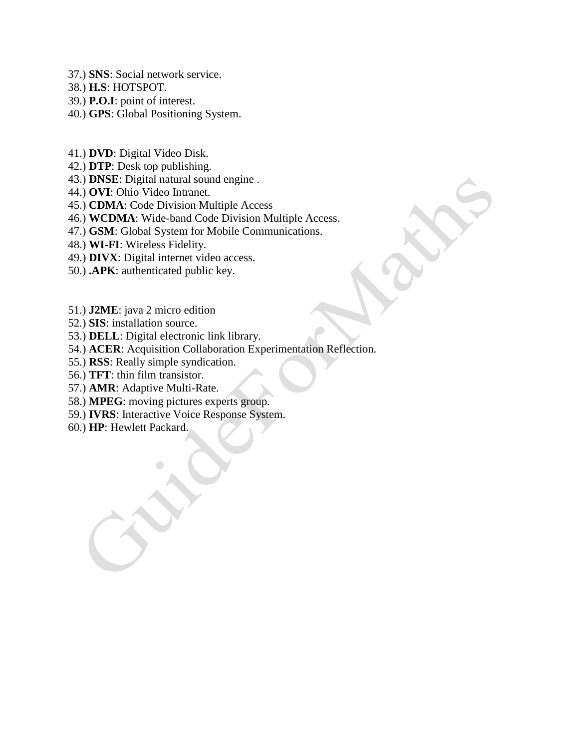37.) **SNS**: Social network service.
38.) **H.S**: HOTSPOT.
39.) **P.O.I**: point of interest.
40.) **GPS**: Global Positioning System.

41.) **DVD**: Digital Video Disk.
42.) **DTP**: Desk top publishing.
43.) **DNSE**: Digital natural sound engine .
44.) **OVI**: Ohio Video Intranet.
45.) **CDMA**: Code Division Multiple Access
46.) **WCDMA**: Wide-band Code Division Multiple Access.
47.) **GSM**: Global System for Mobile Communications.
48.) **WI-FI**: Wireless Fidelity.
49.) **DIVX**: Digital internet video access.
50.) **.APK**: authenticated public key.

51.) **J2ME**: java 2 micro edition
52.) **SIS**: installation source.
53.) **DELL**: Digital electronic link library.
54.) **ACER**: Acquisition Collaboration Experimentation Reflection.
55.) **RSS**: Really simple syndication.
56.) **TFT**: thin film transistor.
57.) **AMR**: Adaptive Multi-Rate.
58.) **MPEG**: moving pictures experts group.
59.) **IVRS**: Interactive Voice Response System.
60.) **HP**: Hewlett Packard.